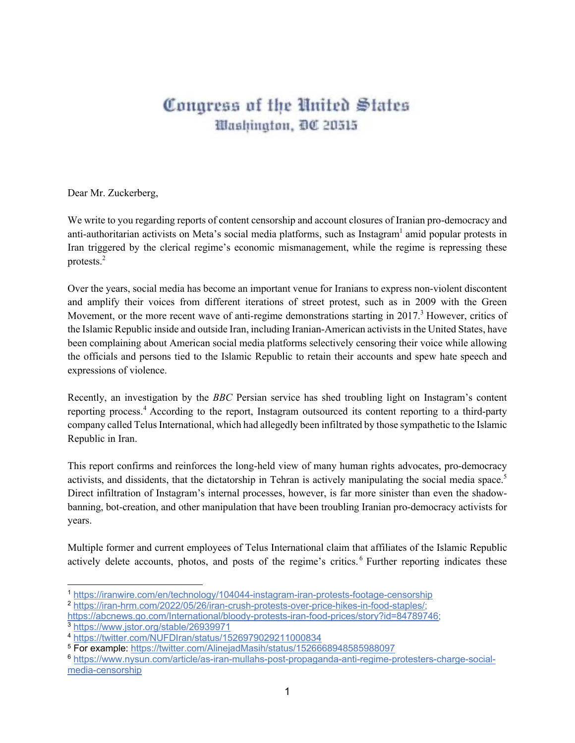# Congress of the United States
## Washington, DC 20515

Dear Mr. Zuckerberg,

We write to you regarding reports of content censorship and account closures of Iranian pro-democracy and anti-authoritarian activists on Meta's social media platforms, such as Instagram[1] amid popular protests in Iran triggered by the clerical regime's economic mismanagement, while the regime is repressing these protests.[2]

Over the years, social media has become an important venue for Iranians to express non-violent discontent and amplify their voices from different iterations of street protest, such as in 2009 with the Green Movement, or the more recent wave of anti-regime demonstrations starting in 2017.[3] However, critics of the Islamic Republic inside and outside Iran, including Iranian-American activists in the United States, have been complaining about American social media platforms selectively censoring their voice while allowing the officials and persons tied to the Islamic Republic to retain their accounts and spew hate speech and expressions of violence.

Recently, an investigation by the *BBC* Persian service has shed troubling light on Instagram's content reporting process.[4] According to the report, Instagram outsourced its content reporting to a third-party company called Telus International, which had allegedly been infiltrated by those sympathetic to the Islamic Republic in Iran.

This report confirms and reinforces the long-held view of many human rights advocates, pro-democracy activists, and dissidents, that the dictatorship in Tehran is actively manipulating the social media space.[5] Direct infiltration of Instagram's internal processes, however, is far more sinister than even the shadow-banning, bot-creation, and other manipulation that have been troubling Iranian pro-democracy activists for years.

Multiple former and current employees of Telus International claim that affiliates of the Islamic Republic actively delete accounts, photos, and posts of the regime's critics.[6] Further reporting indicates these

---

[1] https://iranwire.com/en/technology/104044-instagram-iran-protests-footage-censorship

[2] https://iran-hrm.com/2022/05/26/iran-crush-protests-over-price-hikes-in-food-staples/; https://abcnews.go.com/International/bloody-protests-iran-food-prices/story?id=84789746;

[3] https://www.jstor.org/stable/26939971

[4] https://twitter.com/NUFDIran/status/1526979029211000834

[5] For example: https://twitter.com/AlinejadMasih/status/1526668948585988097

[6] https://www.nysun.com/article/as-iran-mullahs-post-propaganda-anti-regime-protesters-charge-social-media-censorship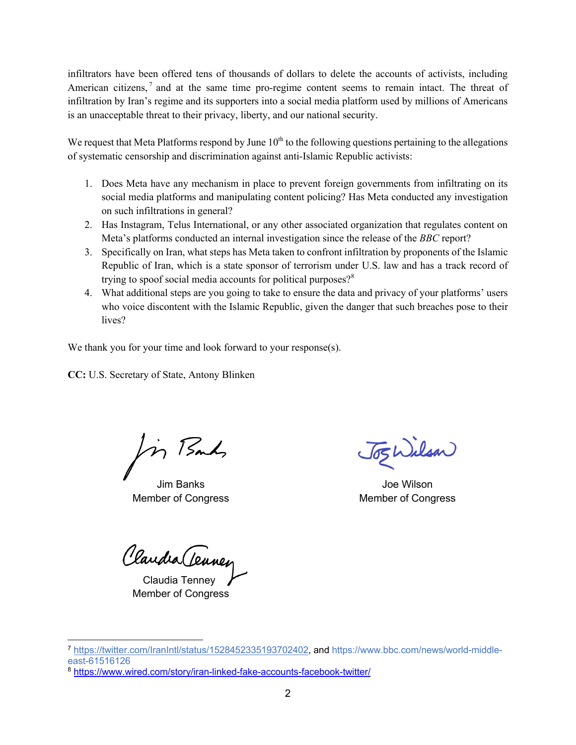infiltrators have been offered tens of thousands of dollars to delete the accounts of activists, including American citizens,[7] and at the same time pro-regime content seems to remain intact. The threat of infiltration by Iran's regime and its supporters into a social media platform used by millions of Americans is an unacceptable threat to their privacy, liberty, and our national security.

We request that Meta Platforms respond by June 10th to the following questions pertaining to the allegations of systematic censorship and discrimination against anti-Islamic Republic activists:

1. Does Meta have any mechanism in place to prevent foreign governments from infiltrating on its social media platforms and manipulating content policing? Has Meta conducted any investigation on such infiltrations in general?
2. Has Instagram, Telus International, or any other associated organization that regulates content on Meta's platforms conducted an internal investigation since the release of the *BBC* report?
3. Specifically on Iran, what steps has Meta taken to confront infiltration by proponents of the Islamic Republic of Iran, which is a state sponsor of terrorism under U.S. law and has a track record of trying to spoof social media accounts for political purposes?[8]
4. What additional steps are you going to take to ensure the data and privacy of your platforms' users who voice discontent with the Islamic Republic, given the danger that such breaches pose to their lives?

We thank you for your time and look forward to your response(s).

**CC:** U.S. Secretary of State, Antony Blinken

Jim Banks
Member of Congress

Joe Wilson
Member of Congress

Claudia Tenney
Member of Congress

---

[7] https://twitter.com/IranIntl/status/1528452335193702402, and https://www.bbc.com/news/world-middle-east-61516126

[8] https://www.wired.com/story/iran-linked-fake-accounts-facebook-twitter/